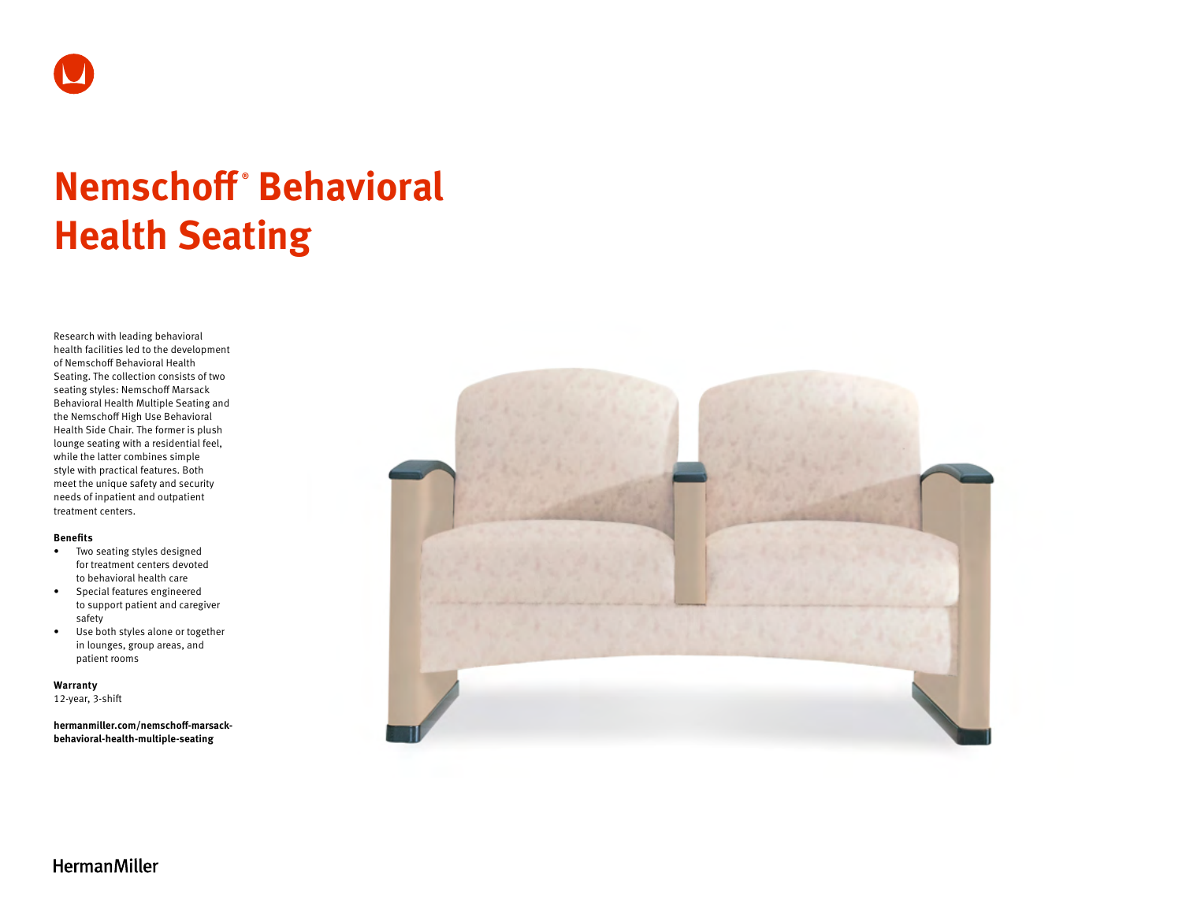# Nemschoff® Behavioral Health Seating

Research with leading behavioral health facilities led to the development of Nemschoff Behavioral Health Seating. The collection consists of two seating styles: Nemschoff Marsack Behavioral Health Multiple Seating and the Nemschoff High Use Behavioral Health Side Chair. The former is plush lounge seating with a residential feel, while the latter combines simple style with practical features. Both meet the unique safety and security needs of inpatient and outpatient treatment centers.

**Benefits**

- Two seating styles designed for treatment centers devoted to behavioral health care
- Special features engineered to support patient and caregiver safety
- Use both styles alone or together in lounges, group areas, and patient rooms

**Warranty**
12-year, 3-shift

**hermanmiller.com/nemschoff-marsack-behavioral-health-multiple-seating**

HermanMiller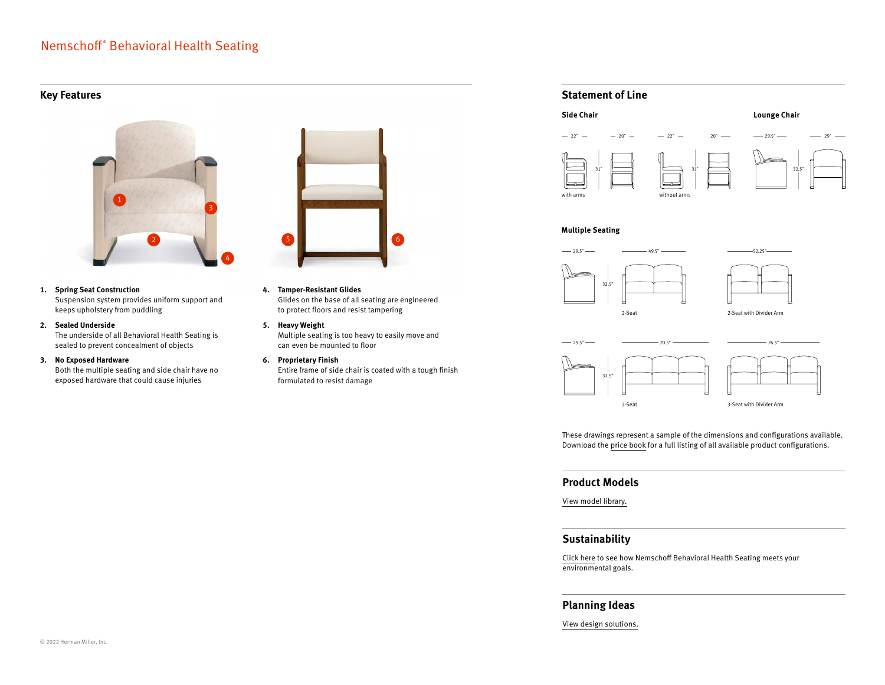# Nemschoff® Behavioral Health Seating

## Key Features

1
2
3
4
5
6

1. **Spring Seat Construction**
   Suspension system provides uniform support and keeps upholstery from puddling
2. **Sealed Underside**
   The underside of all Behavioral Health Seating is sealed to prevent concealment of objects
3. **No Exposed Hardware**
   Both the multiple seating and side chair have no exposed hardware that could cause injuries
4. **Tamper-Resistant Glides**
   Glides on the base of all seating are engineered to protect floors and resist tampering
5. **Heavy Weight**
   Multiple seating is too heavy to easily move and can even be mounted to floor
6. **Proprietary Finish**
   Entire frame of side chair is coated with a tough finish formulated to resist damage

## Statement of Line

### Side Chair

22" 20" 31"
with arms

22" 20" 31"
without arms

### Lounge Chair

29.5" 29" 32.5"

### Multiple Seating

29.5" 32.5" 49.5"
2-Seat

52.25"
2-Seat with Divider Arm

29.5" 32.5" 70.5"
3-Seat

76.5"
3-Seat with Divider Arm

These drawings represent a sample of the dimensions and configurations available. Download the price book for a full listing of all available product configurations.

## Product Models

View model library.

## Sustainability

Click here to see how Nemschoff Behavioral Health Seating meets your environmental goals.

## Planning Ideas

View design solutions.

© 2022 Herman Miller, Inc.